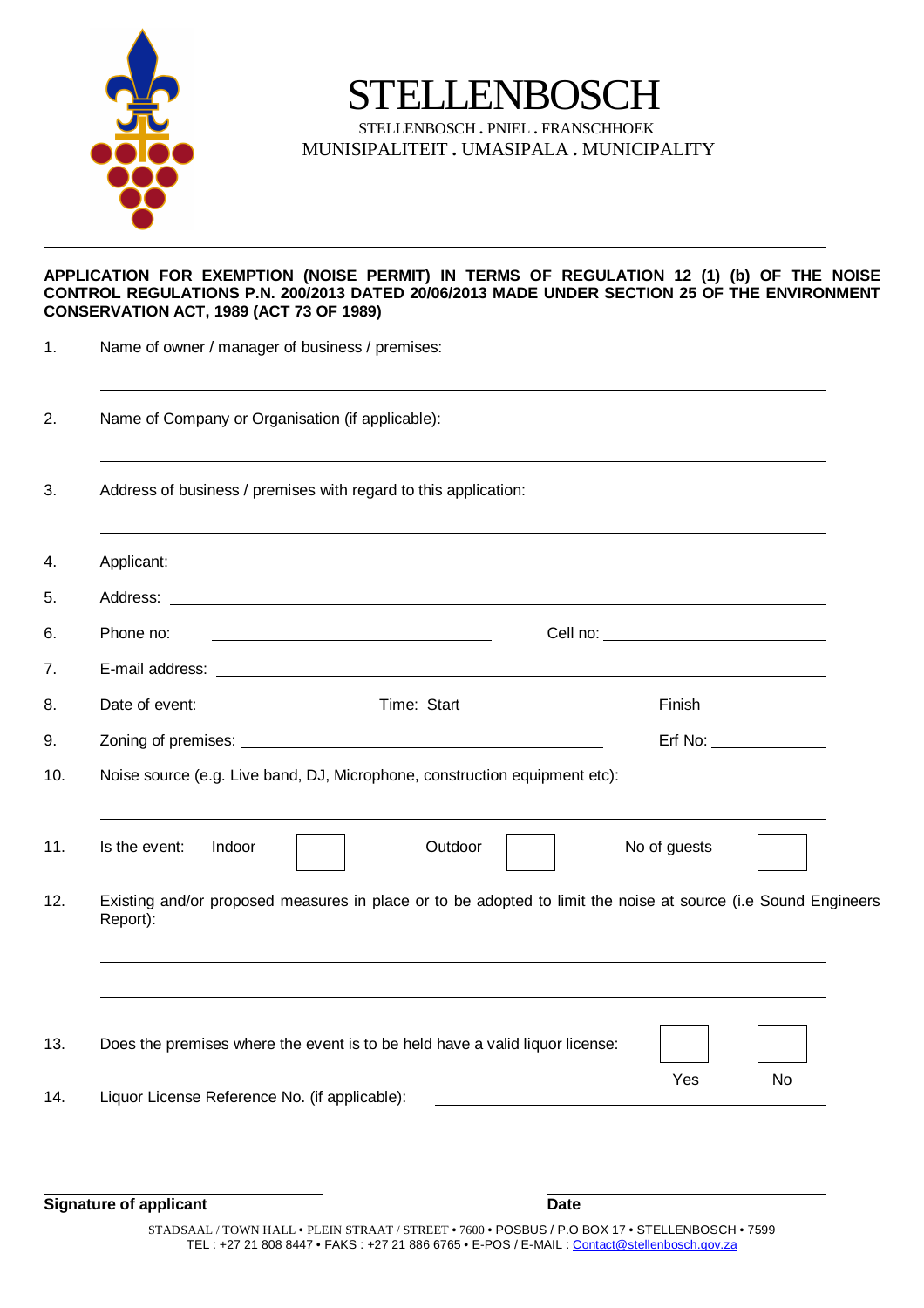# STELLENBOSCH

STELLENBOSCH . PNIEL . FRANSCHHOEK
MUNISIPALITEIT . UMASIPALA . MUNICIPALITY

---

**APPLICATION FOR EXEMPTION (NOISE PERMIT) IN TERMS OF REGULATION 12 (1) (b) OF THE NOISE CONTROL REGULATIONS P.N. 200/2013 DATED 20/06/2013 MADE UNDER SECTION 25 OF THE ENVIRONMENT CONSERVATION ACT, 1989 (ACT 73 OF 1989)**

1. Name of owner / manager of business / premises:

   ______________________________________________

2. Name of Company or Organisation (if applicable):

   ______________________________________________

3. Address of business / premises with regard to this application:

   ______________________________________________

4. Applicant: ______________________________________________

5. Address: ______________________________________________

6. Phone no: ____________________ Cell no: ____________________

7. E-mail address: ______________________________________________

8. Date of event: ______________ Time: Start ______________ Finish ______________

9. Zoning of premises: ______________________________ Erf No: ______________

10. Noise source (e.g. Live band, DJ, Microphone, construction equipment etc):

    ______________________________________________

11. Is the event: Indoor ☐ Outdoor ☐ No of guests ☐

12. Existing and/or proposed measures in place or to be adopted to limit the noise at source (i.e Sound Engineers Report):

    ______________________________________________

    ______________________________________________

13. Does the premises where the event is to be held have a valid liquor license: ☐ Yes ☐ No

14. Liquor License Reference No. (if applicable): ______________________________

______________________ ______________________
**Signature of applicant** **Date**

STADSAAL / TOWN HALL • PLEIN STRAAT / STREET • 7600 • POSBUS / P.O BOX 17 • STELLENBOSCH • 7599
TEL : +27 21 808 8447 • FAKS : +27 21 886 6765 • E-POS / E-MAIL : Contact@stellenbosch.gov.za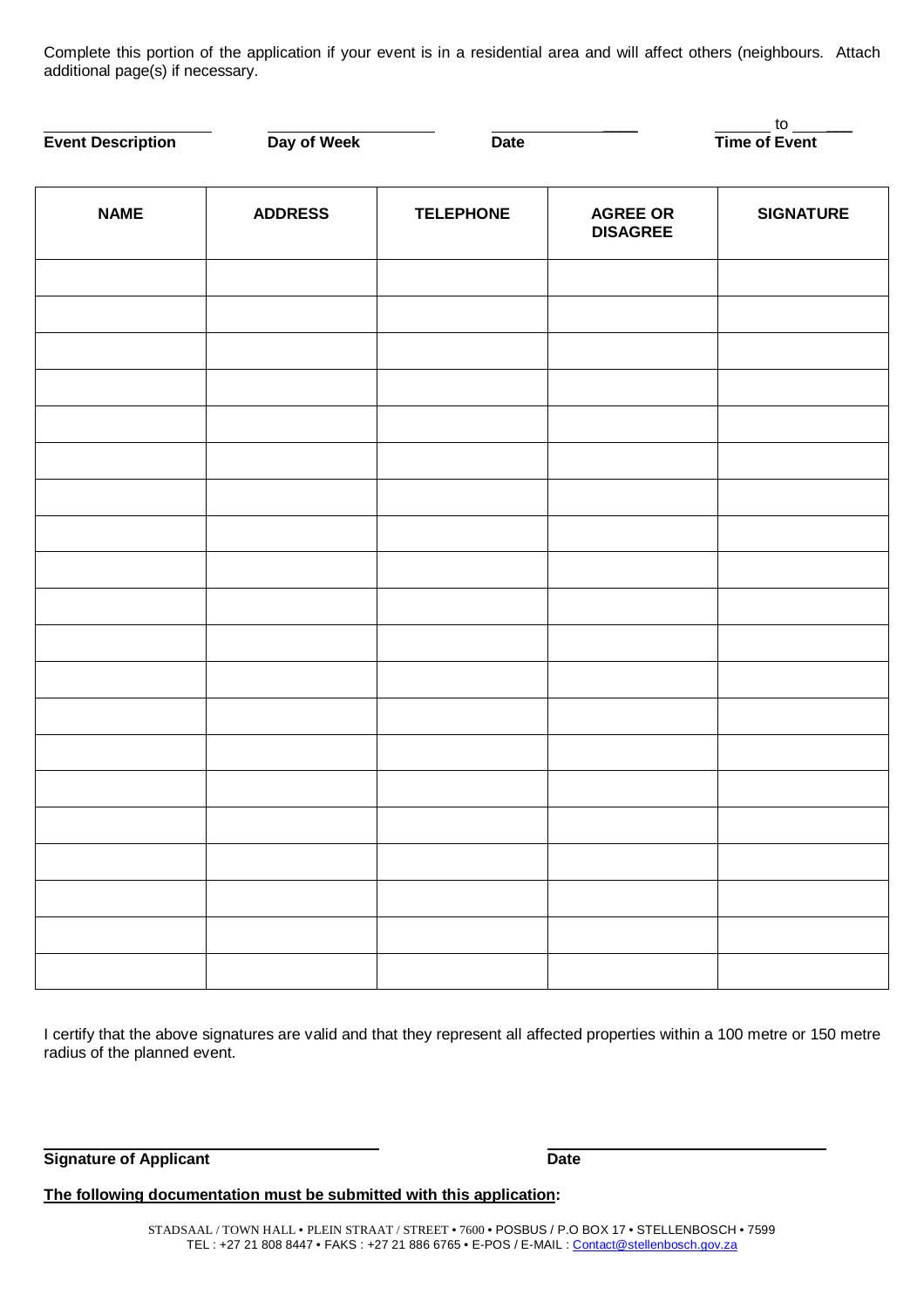Complete this portion of the application if your event is in a residential area and will affect others (neighbours. Attach additional page(s) if necessary.

| ____________________ | ____________________ | ____________________ | ______ to ______ |
|---|---|---|---|
| **Event Description** | **Day of Week** | **Date** | **Time of Event** |

| NAME | ADDRESS | TELEPHONE | AGREE OR DISAGREE | SIGNATURE |
|---|---|---|---|---|
| | | | | |
| | | | | |
| | | | | |
| | | | | |
| | | | | |
| | | | | |
| | | | | |
| | | | | |
| | | | | |
| | | | | |
| | | | | |
| | | | | |
| | | | | |
| | | | | |
| | | | | |
| | | | | |
| | | | | |
| | | | | |
| | | | | |
| | | | | |

I certify that the above signatures are valid and that they represent all affected properties within a 100 metre or 150 metre radius of the planned event.

| ____________________________________ | ________________________________ |
|---|---|
| **Signature of Applicant** | **Date** |

**The following documentation must be submitted with this application:**

STADSAAL / TOWN HALL • PLEIN STRAAT / STREET • 7600 • POSBUS / P.O BOX 17 • STELLENBOSCH • 7599
TEL : +27 21 808 8447 • FAKS : +27 21 886 6765 • E-POS / E-MAIL : Contact@stellenbosch.gov.za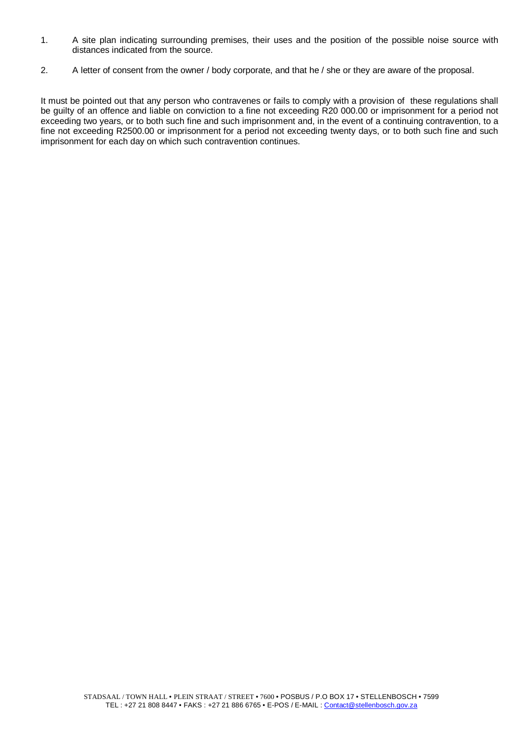1. A site plan indicating surrounding premises, their uses and the position of the possible noise source with distances indicated from the source.

2. A letter of consent from the owner / body corporate, and that he / she or they are aware of the proposal.

It must be pointed out that any person who contravenes or fails to comply with a provision of these regulations shall be guilty of an offence and liable on conviction to a fine not exceeding R20 000.00 or imprisonment for a period not exceeding two years, or to both such fine and such imprisonment and, in the event of a continuing contravention, to a fine not exceeding R2500.00 or imprisonment for a period not exceeding twenty days, or to both such fine and such imprisonment for each day on which such contravention continues.